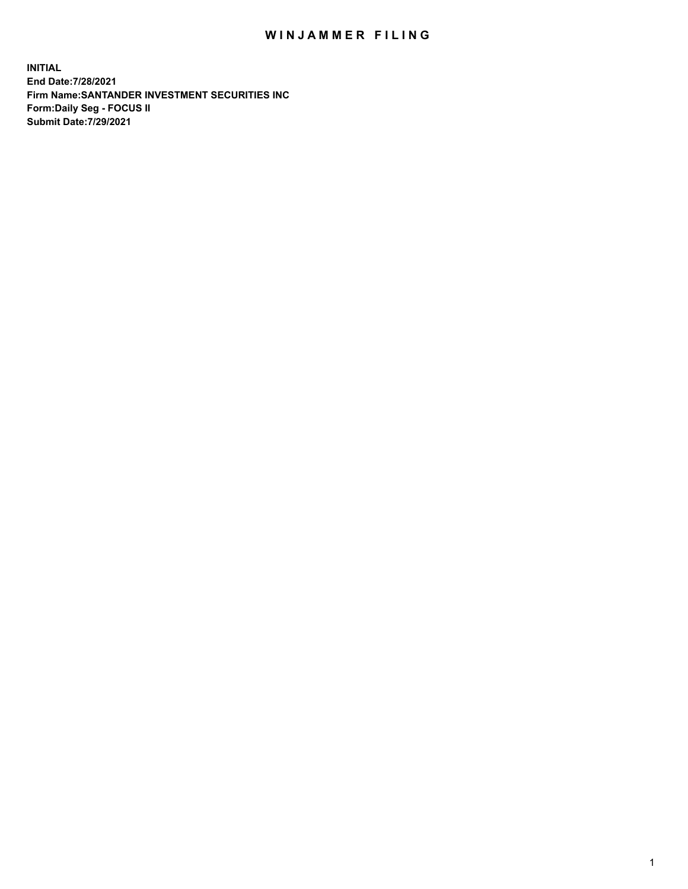# WINJAMMER FILING

**INITIAL**
**End Date:7/28/2021**
**Firm Name:SANTANDER INVESTMENT SECURITIES INC**
**Form:Daily Seg - FOCUS II**
**Submit Date:7/29/2021**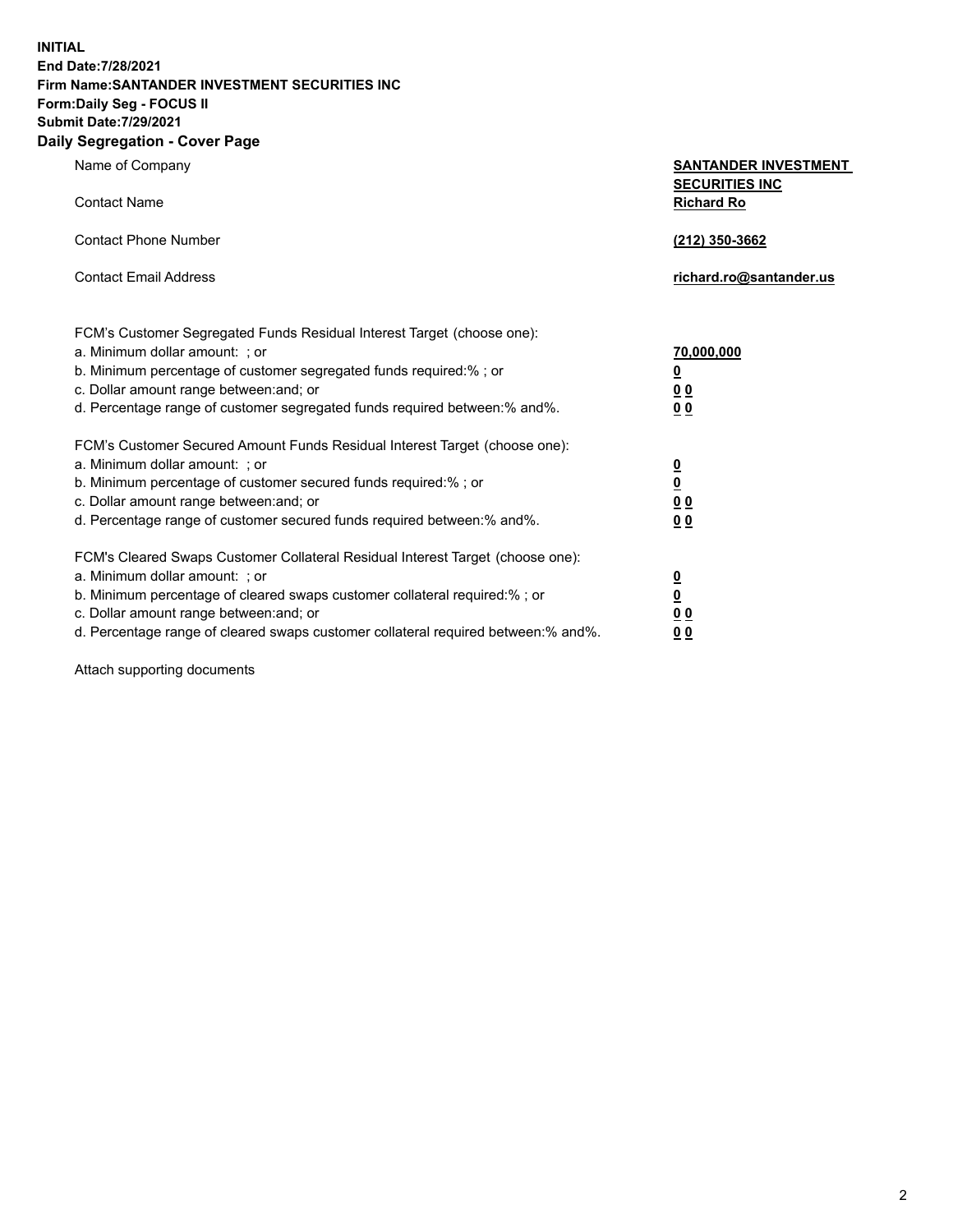**INITIAL**
**End Date:7/28/2021**
**Firm Name:SANTANDER INVESTMENT SECURITIES INC**
**Form:Daily Seg - FOCUS II**
**Submit Date:7/29/2021**

## Daily Segregation - Cover Page

| | |
|---|---|
| Name of Company | **SANTANDER INVESTMENT SECURITIES INC** |
| Contact Name | **Richard Ro** |
| Contact Phone Number | **(212) 350-3662** |
| Contact Email Address | **richard.ro@santander.us** |

| | |
|---|---|
| FCM's Customer Segregated Funds Residual Interest Target (choose one): | |
| a. Minimum dollar amount: ; or | **70,000,000** |
| b. Minimum percentage of customer segregated funds required:% ; or | **0** |
| c. Dollar amount range between:and; or | **0 0** |
| d. Percentage range of customer segregated funds required between:% and%. | **0 0** |
| FCM's Customer Secured Amount Funds Residual Interest Target (choose one): | |
| a. Minimum dollar amount: ; or | **0** |
| b. Minimum percentage of customer secured funds required:% ; or | **0** |
| c. Dollar amount range between:and; or | **0 0** |
| d. Percentage range of customer secured funds required between:% and%. | **0 0** |
| FCM's Cleared Swaps Customer Collateral Residual Interest Target (choose one): | |
| a. Minimum dollar amount: ; or | **0** |
| b. Minimum percentage of cleared swaps customer collateral required:% ; or | **0** |
| c. Dollar amount range between:and; or | **0 0** |
| d. Percentage range of cleared swaps customer collateral required between:% and%. | **0 0** |

Attach supporting documents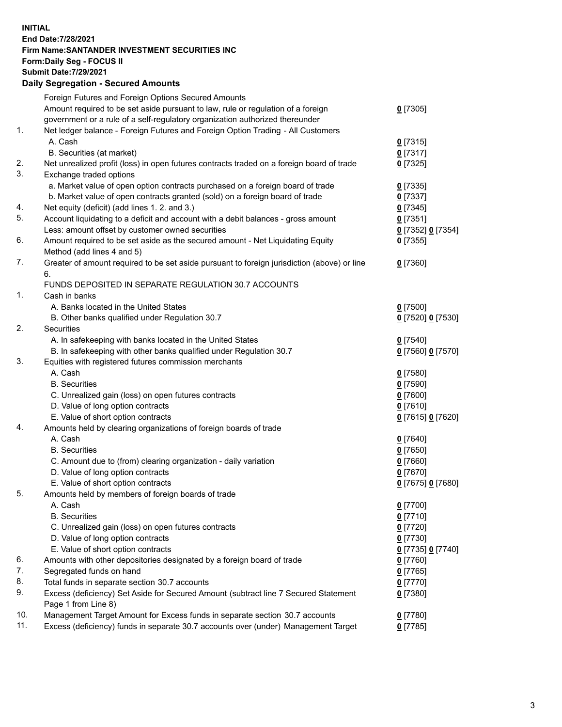**INITIAL**
**End Date:7/28/2021**
**Firm Name:SANTANDER INVESTMENT SECURITIES INC**
**Form:Daily Seg - FOCUS II**
**Submit Date:7/29/2021**

## Daily Segregation - Secured Amounts

| | | |
|---|---|---|
| | Foreign Futures and Foreign Options Secured Amounts | |
| | Amount required to be set aside pursuant to law, rule or regulation of a foreign government or a rule of a self-regulatory organization authorized thereunder | 0 [7305] |
| 1. | Net ledger balance - Foreign Futures and Foreign Option Trading - All Customers | |
| | A. Cash | 0 [7315] |
| | B. Securities (at market) | 0 [7317] |
| 2. | Net unrealized profit (loss) in open futures contracts traded on a foreign board of trade | 0 [7325] |
| 3. | Exchange traded options | |
| | a. Market value of open option contracts purchased on a foreign board of trade | 0 [7335] |
| | b. Market value of open contracts granted (sold) on a foreign board of trade | 0 [7337] |
| 4. | Net equity (deficit) (add lines 1. 2. and 3.) | 0 [7345] |
| 5. | Account liquidating to a deficit and account with a debit balances - gross amount | 0 [7351] |
| | Less: amount offset by customer owned securities | 0 [7352] 0 [7354] |
| 6. | Amount required to be set aside as the secured amount - Net Liquidating Equity Method (add lines 4 and 5) | 0 [7355] |
| 7. | Greater of amount required to be set aside pursuant to foreign jurisdiction (above) or line 6. | 0 [7360] |
| | FUNDS DEPOSITED IN SEPARATE REGULATION 30.7 ACCOUNTS | |
| 1. | Cash in banks | |
| | A. Banks located in the United States | 0 [7500] |
| | B. Other banks qualified under Regulation 30.7 | 0 [7520] 0 [7530] |
| 2. | Securities | |
| | A. In safekeeping with banks located in the United States | 0 [7540] |
| | B. In safekeeping with other banks qualified under Regulation 30.7 | 0 [7560] 0 [7570] |
| 3. | Equities with registered futures commission merchants | |
| | A. Cash | 0 [7580] |
| | B. Securities | 0 [7590] |
| | C. Unrealized gain (loss) on open futures contracts | 0 [7600] |
| | D. Value of long option contracts | 0 [7610] |
| | E. Value of short option contracts | 0 [7615] 0 [7620] |
| 4. | Amounts held by clearing organizations of foreign boards of trade | |
| | A. Cash | 0 [7640] |
| | B. Securities | 0 [7650] |
| | C. Amount due to (from) clearing organization - daily variation | 0 [7660] |
| | D. Value of long option contracts | 0 [7670] |
| | E. Value of short option contracts | 0 [7675] 0 [7680] |
| 5. | Amounts held by members of foreign boards of trade | |
| | A. Cash | 0 [7700] |
| | B. Securities | 0 [7710] |
| | C. Unrealized gain (loss) on open futures contracts | 0 [7720] |
| | D. Value of long option contracts | 0 [7730] |
| | E. Value of short option contracts | 0 [7735] 0 [7740] |
| 6. | Amounts with other depositories designated by a foreign board of trade | 0 [7760] |
| 7. | Segregated funds on hand | 0 [7765] |
| 8. | Total funds in separate section 30.7 accounts | 0 [7770] |
| 9. | Excess (deficiency) Set Aside for Secured Amount (subtract line 7 Secured Statement Page 1 from Line 8) | 0 [7380] |
| 10. | Management Target Amount for Excess funds in separate section 30.7 accounts | 0 [7780] |
| 11. | Excess (deficiency) funds in separate 30.7 accounts over (under) Management Target | 0 [7785] |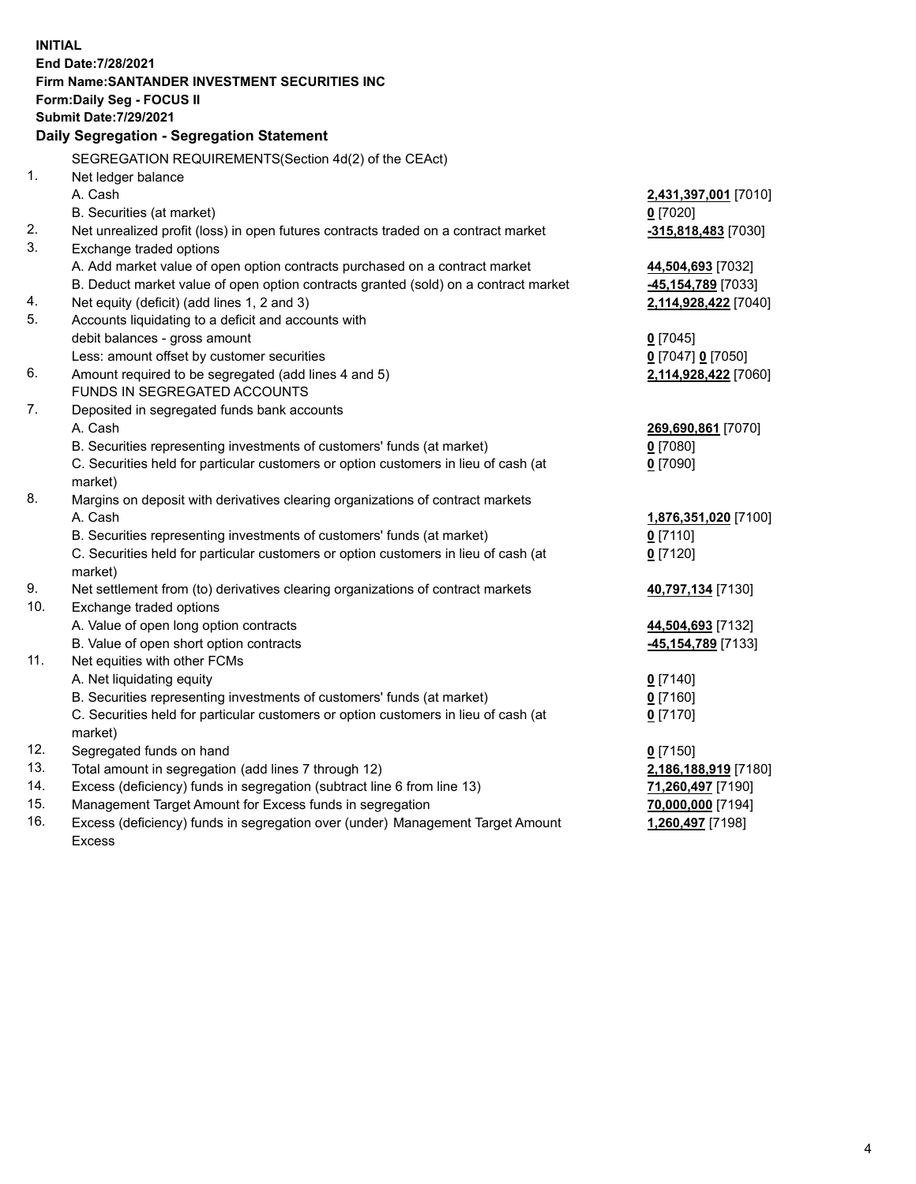**INITIAL**
**End Date:7/28/2021**
**Firm Name:SANTANDER INVESTMENT SECURITIES INC**
**Form:Daily Seg - FOCUS II**
**Submit Date:7/29/2021**

## Daily Segregation - Segregation Statement

SEGREGATION REQUIREMENTS(Section 4d(2) of the CEAct)

| | | |
|---|---|---|
| 1. | Net ledger balance | |
| | A. Cash | **2,431,397,001** [7010] |
| | B. Securities (at market) | **0** [7020] |
| 2. | Net unrealized profit (loss) in open futures contracts traded on a contract market | **-315,818,483** [7030] |
| 3. | Exchange traded options | |
| | A. Add market value of open option contracts purchased on a contract market | **44,504,693** [7032] |
| | B. Deduct market value of open option contracts granted (sold) on a contract market | **-45,154,789** [7033] |
| 4. | Net equity (deficit) (add lines 1, 2 and 3) | **2,114,928,422** [7040] |
| 5. | Accounts liquidating to a deficit and accounts with debit balances - gross amount | **0** [7045] |
| | Less: amount offset by customer securities | **0** [7047] **0** [7050] |
| 6. | Amount required to be segregated (add lines 4 and 5) | **2,114,928,422** [7060] |
| | FUNDS IN SEGREGATED ACCOUNTS | |
| 7. | Deposited in segregated funds bank accounts | |
| | A. Cash | **269,690,861** [7070] |
| | B. Securities representing investments of customers' funds (at market) | **0** [7080] |
| | C. Securities held for particular customers or option customers in lieu of cash (at market) | **0** [7090] |
| 8. | Margins on deposit with derivatives clearing organizations of contract markets | |
| | A. Cash | **1,876,351,020** [7100] |
| | B. Securities representing investments of customers' funds (at market) | **0** [7110] |
| | C. Securities held for particular customers or option customers in lieu of cash (at market) | **0** [7120] |
| 9. | Net settlement from (to) derivatives clearing organizations of contract markets | **40,797,134** [7130] |
| 10. | Exchange traded options | |
| | A. Value of open long option contracts | **44,504,693** [7132] |
| | B. Value of open short option contracts | **-45,154,789** [7133] |
| 11. | Net equities with other FCMs | |
| | A. Net liquidating equity | **0** [7140] |
| | B. Securities representing investments of customers' funds (at market) | **0** [7160] |
| | C. Securities held for particular customers or option customers in lieu of cash (at market) | **0** [7170] |
| 12. | Segregated funds on hand | **0** [7150] |
| 13. | Total amount in segregation (add lines 7 through 12) | **2,186,188,919** [7180] |
| 14. | Excess (deficiency) funds in segregation (subtract line 6 from line 13) | **71,260,497** [7190] |
| 15. | Management Target Amount for Excess funds in segregation | **70,000,000** [7194] |
| 16. | Excess (deficiency) funds in segregation over (under) Management Target Amount Excess | **1,260,497** [7198] |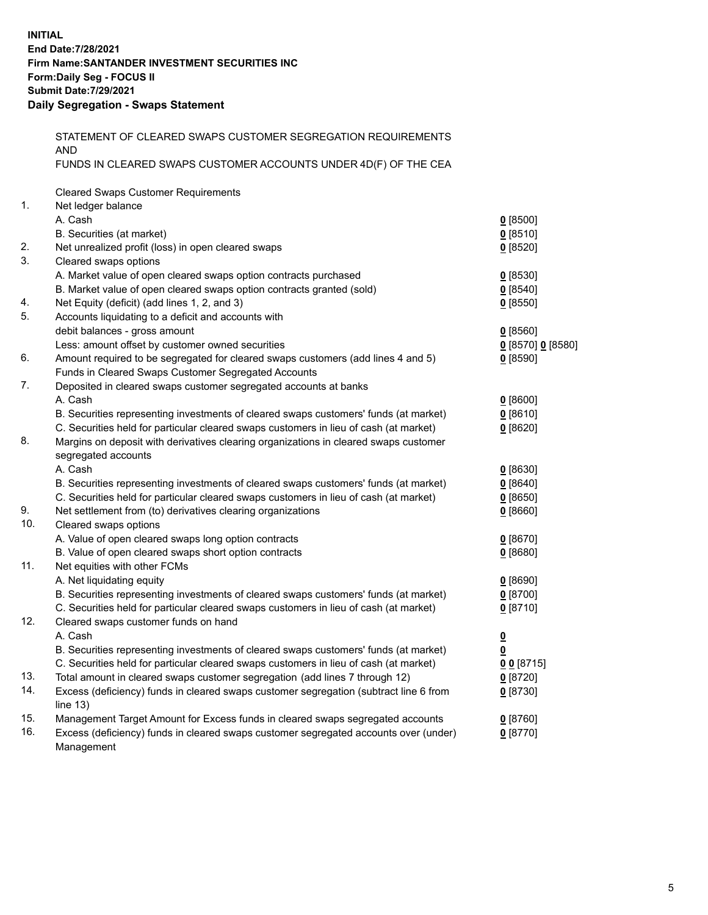**INITIAL**
**End Date:7/28/2021**
**Firm Name:SANTANDER INVESTMENT SECURITIES INC**
**Form:Daily Seg - FOCUS II**
**Submit Date:7/29/2021**
**Daily Segregation - Swaps Statement**

STATEMENT OF CLEARED SWAPS CUSTOMER SEGREGATION REQUIREMENTS AND FUNDS IN CLEARED SWAPS CUSTOMER ACCOUNTS UNDER 4D(F) OF THE CEA

| | | |
|---|---|---|
| | Cleared Swaps Customer Requirements | |
| 1. | Net ledger balance | |
| | A. Cash | 0 [8500] |
| | B. Securities (at market) | 0 [8510] |
| 2. | Net unrealized profit (loss) in open cleared swaps | 0 [8520] |
| 3. | Cleared swaps options | |
| | A. Market value of open cleared swaps option contracts purchased | 0 [8530] |
| | B. Market value of open cleared swaps option contracts granted (sold) | 0 [8540] |
| 4. | Net Equity (deficit) (add lines 1, 2, and 3) | 0 [8550] |
| 5. | Accounts liquidating to a deficit and accounts with debit balances - gross amount | 0 [8560] |
| | Less: amount offset by customer owned securities | 0 [8570] 0 [8580] |
| 6. | Amount required to be segregated for cleared swaps customers (add lines 4 and 5) | 0 [8590] |
| | Funds in Cleared Swaps Customer Segregated Accounts | |
| 7. | Deposited in cleared swaps customer segregated accounts at banks | |
| | A. Cash | 0 [8600] |
| | B. Securities representing investments of cleared swaps customers' funds (at market) | 0 [8610] |
| | C. Securities held for particular cleared swaps customers in lieu of cash (at market) | 0 [8620] |
| 8. | Margins on deposit with derivatives clearing organizations in cleared swaps customer segregated accounts | |
| | A. Cash | 0 [8630] |
| | B. Securities representing investments of cleared swaps customers' funds (at market) | 0 [8640] |
| | C. Securities held for particular cleared swaps customers in lieu of cash (at market) | 0 [8650] |
| 9. | Net settlement from (to) derivatives clearing organizations | 0 [8660] |
| 10. | Cleared swaps options | |
| | A. Value of open cleared swaps long option contracts | 0 [8670] |
| | B. Value of open cleared swaps short option contracts | 0 [8680] |
| 11. | Net equities with other FCMs | |
| | A. Net liquidating equity | 0 [8690] |
| | B. Securities representing investments of cleared swaps customers' funds (at market) | 0 [8700] |
| | C. Securities held for particular cleared swaps customers in lieu of cash (at market) | 0 [8710] |
| 12. | Cleared swaps customer funds on hand | |
| | A. Cash | 0 |
| | B. Securities representing investments of cleared swaps customers' funds (at market) | 0 |
| | C. Securities held for particular cleared swaps customers in lieu of cash (at market) | 0 0 [8715] |
| 13. | Total amount in cleared swaps customer segregation (add lines 7 through 12) | 0 [8720] |
| 14. | Excess (deficiency) funds in cleared swaps customer segregation (subtract line 6 from line 13) | 0 [8730] |
| 15. | Management Target Amount for Excess funds in cleared swaps segregated accounts | 0 [8760] |
| 16. | Excess (deficiency) funds in cleared swaps customer segregated accounts over (under) Management | 0 [8770] |